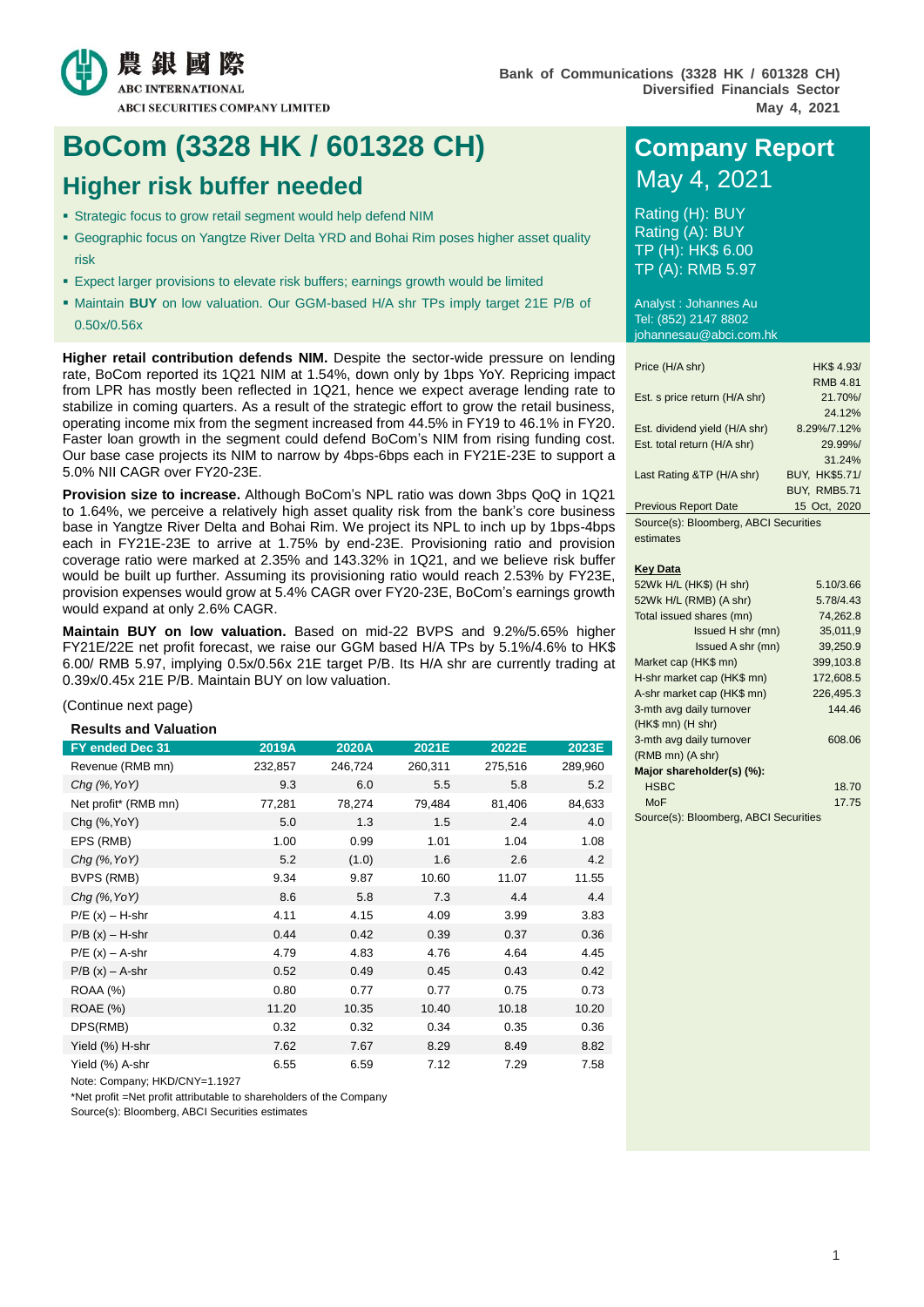農銀國際
ABC INTERNATIONAL
ABCI SECURITIES COMPANY LIMITED

Bank of Communications (3328 HK / 601328 CH)
Diversified Financials Sector
May 4, 2021

# BoCom (3328 HK / 601328 CH)

## Higher risk buffer needed

- Strategic focus to grow retail segment would help defend NIM
- Geographic focus on Yangtze River Delta YRD and Bohai Rim poses higher asset quality risk
- Expect larger provisions to elevate risk buffers; earnings growth would be limited
- Maintain **BUY** on low valuation. Our GGM-based H/A shr TPs imply target 21E P/B of 0.50x/0.56x

**Higher retail contribution defends NIM.** Despite the sector-wide pressure on lending rate, BoCom reported its 1Q21 NIM at 1.54%, down only by 1bps YoY. Repricing impact from LPR has mostly been reflected in 1Q21, hence we expect average lending rate to stabilize in coming quarters. As a result of the strategic effort to grow the retail business, operating income mix from the segment increased from 44.5% in FY19 to 46.1% in FY20. Faster loan growth in the segment could defend BoCom's NIM from rising funding cost. Our base case projects its NIM to narrow by 4bps-6bps each in FY21E-23E to support a 5.0% NII CAGR over FY20-23E.

**Provision size to increase.** Although BoCom's NPL ratio was down 3bps QoQ in 1Q21 to 1.64%, we perceive a relatively high asset quality risk from the bank's core business base in Yangtze River Delta and Bohai Rim. We project its NPL to inch up by 1bps-4bps each in FY21E-23E to arrive at 1.75% by end-23E. Provisioning ratio and provision coverage ratio were marked at 2.35% and 143.32% in 1Q21, and we believe risk buffer would be built up further. Assuming its provisioning ratio would reach 2.53% by FY23E, provision expenses would grow at 5.4% CAGR over FY20-23E, BoCom's earnings growth would expand at only 2.6% CAGR.

**Maintain BUY on low valuation.** Based on mid-22 BVPS and 9.2%/5.65% higher FY21E/22E net profit forecast, we raise our GGM based H/A TPs by 5.1%/4.6% to HK$ 6.00/ RMB 5.97, implying 0.5x/0.56x 21E target P/B. Its H/A shr are currently trading at 0.39x/0.45x 21E P/B. Maintain BUY on low valuation.

(Continue next page)

**Results and Valuation**

| FY ended Dec 31 | 2019A | 2020A | 2021E | 2022E | 2023E |
|---|---|---|---|---|---|
| Revenue (RMB mn) | 232,857 | 246,724 | 260,311 | 275,516 | 289,960 |
| *Chg (%,YoY)* | 9.3 | 6.0 | 5.5 | 5.8 | 5.2 |
| Net profit* (RMB mn) | 77,281 | 78,274 | 79,484 | 81,406 | 84,633 |
| Chg (%,YoY) | 5.0 | 1.3 | 1.5 | 2.4 | 4.0 |
| EPS (RMB) | 1.00 | 0.99 | 1.01 | 1.04 | 1.08 |
| *Chg (%,YoY)* | 5.2 | (1.0) | 1.6 | 2.6 | 4.2 |
| BVPS (RMB) | 9.34 | 9.87 | 10.60 | 11.07 | 11.55 |
| *Chg (%,YoY)* | 8.6 | 5.8 | 7.3 | 4.4 | 4.4 |
| P/E (x) – H-shr | 4.11 | 4.15 | 4.09 | 3.99 | 3.83 |
| P/B (x) – H-shr | 0.44 | 0.42 | 0.39 | 0.37 | 0.36 |
| P/E (x) – A-shr | 4.79 | 4.83 | 4.76 | 4.64 | 4.45 |
| P/B (x) – A-shr | 0.52 | 0.49 | 0.45 | 0.43 | 0.42 |
| ROAA (%) | 0.80 | 0.77 | 0.77 | 0.75 | 0.73 |
| ROAE (%) | 11.20 | 10.35 | 10.40 | 10.18 | 10.20 |
| DPS(RMB) | 0.32 | 0.32 | 0.34 | 0.35 | 0.36 |
| Yield (%) H-shr | 7.62 | 7.67 | 8.29 | 8.49 | 8.82 |
| Yield (%) A-shr | 6.55 | 6.59 | 7.12 | 7.29 | 7.58 |

Note: Company; HKD/CNY=1.1927
*Net profit =Net profit attributable to shareholders of the Company
Source(s): Bloomberg, ABCI Securities estimates

## Company Report
May 4, 2021

Rating (H): BUY
Rating (A): BUY
TP (H): HK$ 6.00
TP (A): RMB 5.97

Analyst : Johannes Au
Tel: (852) 2147 8802
johannesau@abci.com.hk

| | |
|---|---|
| Price (H/A shr) | HK$ 4.93/ RMB 4.81 |
| Est. s price return (H/A shr) | 21.70%/ 24.12% |
| Est. dividend yield (H/A shr) | 8.29%/7.12% |
| Est. total return (H/A shr) | 29.99%/ 31.24% |
| Last Rating &TP (H/A shr) | BUY, HK$5.71/ BUY, RMB5.71 |
| Previous Report Date | 15 Oct, 2020 |

Source(s): Bloomberg, ABCI Securities estimates

**Key Data**

| | |
|---|---|
| 52Wk H/L (HK$) (H shr) | 5.10/3.66 |
| 52Wk H/L (RMB) (A shr) | 5.78/4.43 |
| Total issued shares (mn) | 74,262.8 |
| Issued H shr (mn) | 35,011,9 |
| Issued A shr (mn) | 39,250.9 |
| Market cap (HK$ mn) | 399,103.8 |
| H-shr market cap (HK$ mn) | 172,608.5 |
| A-shr market cap (HK$ mn) | 226,495.3 |
| 3-mth avg daily turnover (HK$ mn) (H shr) | 144.46 |
| 3-mth avg daily turnover (RMB mn) (A shr) | 608.06 |
| **Major shareholder(s) (%):** | |
| HSBC | 18.70 |
| MoF | 17.75 |

Source(s): Bloomberg, ABCI Securities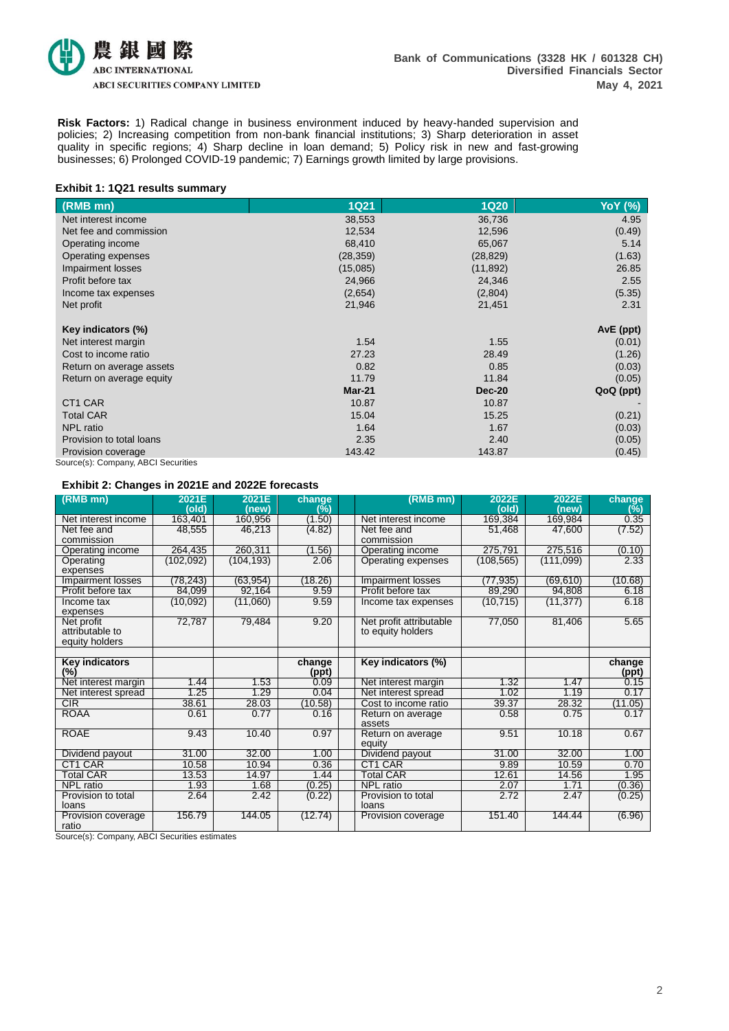**Risk Factors:** 1) Radical change in business environment induced by heavy-handed supervision and policies; 2) Increasing competition from non-bank financial institutions; 3) Sharp deterioration in asset quality in specific regions; 4) Sharp decline in loan demand; 5) Policy risk in new and fast-growing businesses; 6) Prolonged COVID-19 pandemic; 7) Earnings growth limited by large provisions.

**Exhibit 1: 1Q21 results summary**

| (RMB mn) | 1Q21 | 1Q20 | YoY (%) |
|---|---|---|---|
| Net interest income | 38,553 | 36,736 | 4.95 |
| Net fee and commission | 12,534 | 12,596 | (0.49) |
| Operating income | 68,410 | 65,067 | 5.14 |
| Operating expenses | (28,359) | (28,829) | (1.63) |
| Impairment losses | (15,085) | (11,892) | 26.85 |
| Profit before tax | 24,966 | 24,346 | 2.55 |
| Income tax expenses | (2,654) | (2,804) | (5.35) |
| Net profit | 21,946 | 21,451 | 2.31 |
| | | | |
| **Key indicators (%)** | | | **AvE (ppt)** |
| Net interest margin | 1.54 | 1.55 | (0.01) |
| Cost to income ratio | 27.23 | 28.49 | (1.26) |
| Return on average assets | 0.82 | 0.85 | (0.03) |
| Return on average equity | 11.79 | 11.84 | (0.05) |
| | **Mar-21** | **Dec-20** | **QoQ (ppt)** |
| CT1 CAR | 10.87 | 10.87 | - |
| Total CAR | 15.04 | 15.25 | (0.21) |
| NPL ratio | 1.64 | 1.67 | (0.03) |
| Provision to total loans | 2.35 | 2.40 | (0.05) |
| Provision coverage | 143.42 | 143.87 | (0.45) |

Source(s): Company, ABCI Securities

**Exhibit 2: Changes in 2021E and 2022E forecasts**

| (RMB mn) | 2021E (old) | 2021E (new) | change (%) | | (RMB mn) | 2022E (old) | 2022E (new) | change (%) |
|---|---|---|---|---|---|---|---|---|
| Net interest income | 163,401 | 160,956 | (1.50) | | Net interest income | 169,384 | 169,984 | 0.35 |
| Net fee and commission | 48,555 | 46,213 | (4.82) | | Net fee and commission | 51,468 | 47,600 | (7.52) |
| Operating income | 264,435 | 260,311 | (1.56) | | Operating income | 275,791 | 275,516 | (0.10) |
| Operating expenses | (102,092) | (104,193) | 2.06 | | Operating expenses | (108,565) | (111,099) | 2.33 |
| Impairment losses | (78,243) | (63,954) | (18.26) | | Impairment losses | (77,935) | (69,610) | (10.68) |
| Profit before tax | 84,099 | 92,164 | 9.59 | | Profit before tax | 89,290 | 94,808 | 6.18 |
| Income tax expenses | (10,092) | (11,060) | 9.59 | | Income tax expenses | (10,715) | (11,377) | 6.18 |
| Net profit attributable to equity holders | 72,787 | 79,484 | 9.20 | | Net profit attributable to equity holders | 77,050 | 81,406 | 5.65 |
| | | | | | | | | |
| **Key indicators (%)** | | | **change (ppt)** | | **Key indicators (%)** | | | **change (ppt)** |
| Net interest margin | 1.44 | 1.53 | 0.09 | | Net interest margin | 1.32 | 1.47 | 0.15 |
| Net interest spread | 1.25 | 1.29 | 0.04 | | Net interest spread | 1.02 | 1.19 | 0.17 |
| CIR | 38.61 | 28.03 | (10.58) | | Cost to income ratio | 39.37 | 28.32 | (11.05) |
| ROAA | 0.61 | 0.77 | 0.16 | | Return on average assets | 0.58 | 0.75 | 0.17 |
| ROAE | 9.43 | 10.40 | 0.97 | | Return on average equity | 9.51 | 10.18 | 0.67 |
| Dividend payout | 31.00 | 32.00 | 1.00 | | Dividend payout | 31.00 | 32.00 | 1.00 |
| CT1 CAR | 10.58 | 10.94 | 0.36 | | CT1 CAR | 9.89 | 10.59 | 0.70 |
| Total CAR | 13.53 | 14.97 | 1.44 | | Total CAR | 12.61 | 14.56 | 1.95 |
| NPL ratio | 1.93 | 1.68 | (0.25) | | NPL ratio | 2.07 | 1.71 | (0.36) |
| Provision to total loans | 2.64 | 2.42 | (0.22) | | Provision to total loans | 2.72 | 2.47 | (0.25) |
| Provision coverage ratio | 156.79 | 144.05 | (12.74) | | Provision coverage | 151.40 | 144.44 | (6.96) |

Source(s): Company, ABCI Securities estimates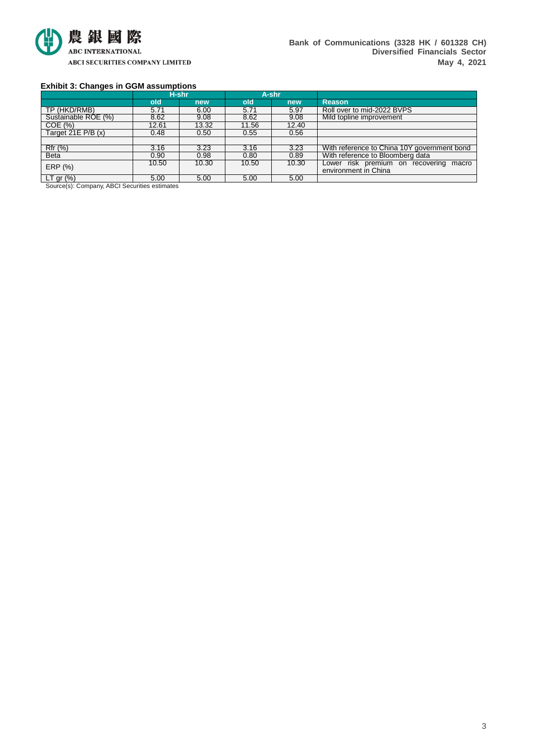**Exhibit 3: Changes in GGM assumptions**

| | H-shr | | A-shr | | |
|---|---|---|---|---|---|
| | old | new | old | new | Reason |
| TP (HKD/RMB) | 5.71 | 6.00 | 5.71 | 5.97 | Roll over to mid-2022 BVPS |
| Sustainable ROE (%) | 8.62 | 9.08 | 8.62 | 9.08 | Mild topline improvement |
| COE (%) | 12.61 | 13.32 | 11.56 | 12.40 | |
| Target 21E P/B (x) | 0.48 | 0.50 | 0.55 | 0.56 | |
| | | | | | |
| Rfr (%) | 3.16 | 3.23 | 3.16 | 3.23 | With reference to China 10Y government bond |
| Beta | 0.90 | 0.98 | 0.80 | 0.89 | With reference to Bloomberg data |
| ERP (%) | 10.50 | 10.30 | 10.50 | 10.30 | Lower risk premium on recovering macro environment in China |
| LT gr (%) | 5.00 | 5.00 | 5.00 | 5.00 | |

Source(s): Company, ABCI Securities estimates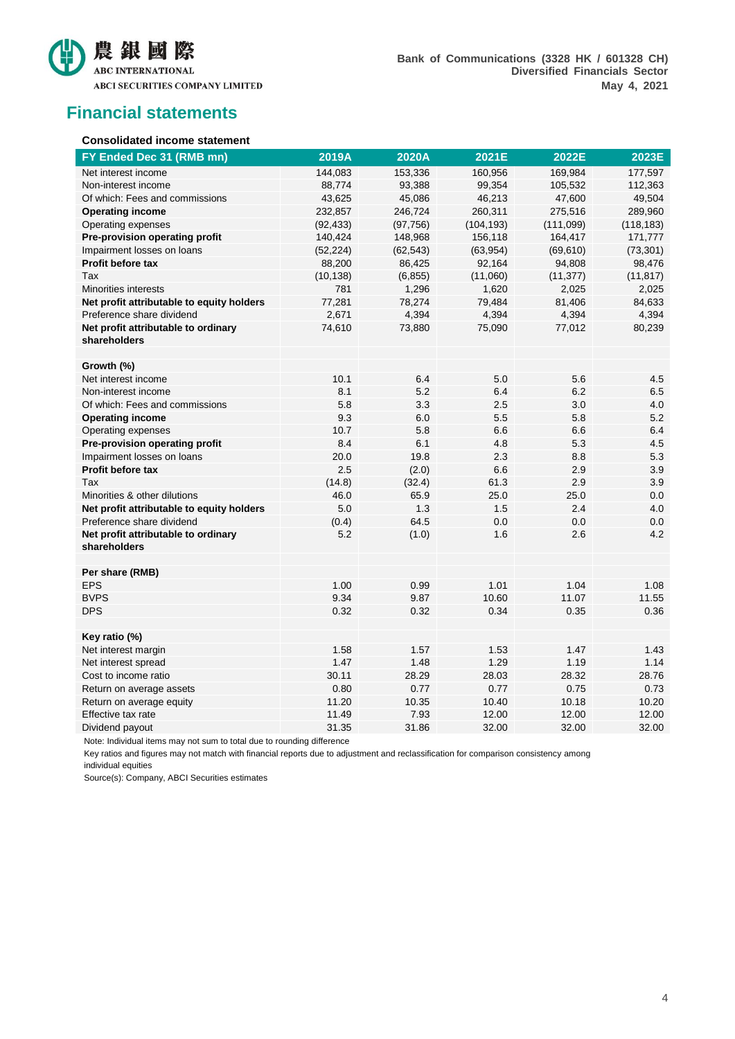## Financial statements

**Consolidated income statement**

| FY Ended Dec 31 (RMB mn) | 2019A | 2020A | 2021E | 2022E | 2023E |
|---|---|---|---|---|---|
| Net interest income | 144,083 | 153,336 | 160,956 | 169,984 | 177,597 |
| Non-interest income | 88,774 | 93,388 | 99,354 | 105,532 | 112,363 |
| Of which: Fees and commissions | 43,625 | 45,086 | 46,213 | 47,600 | 49,504 |
| **Operating income** | 232,857 | 246,724 | 260,311 | 275,516 | 289,960 |
| Operating expenses | (92,433) | (97,756) | (104,193) | (111,099) | (118,183) |
| **Pre-provision operating profit** | 140,424 | 148,968 | 156,118 | 164,417 | 171,777 |
| Impairment losses on loans | (52,224) | (62,543) | (63,954) | (69,610) | (73,301) |
| **Profit before tax** | 88,200 | 86,425 | 92,164 | 94,808 | 98,476 |
| Tax | (10,138) | (6,855) | (11,060) | (11,377) | (11,817) |
| Minorities interests | 781 | 1,296 | 1,620 | 2,025 | 2,025 |
| **Net profit attributable to equity holders** | 77,281 | 78,274 | 79,484 | 81,406 | 84,633 |
| Preference share dividend | 2,671 | 4,394 | 4,394 | 4,394 | 4,394 |
| **Net profit attributable to ordinary shareholders** | 74,610 | 73,880 | 75,090 | 77,012 | 80,239 |
| | | | | | |
| **Growth (%)** | | | | | |
| Net interest income | 10.1 | 6.4 | 5.0 | 5.6 | 4.5 |
| Non-interest income | 8.1 | 5.2 | 6.4 | 6.2 | 6.5 |
| Of which: Fees and commissions | 5.8 | 3.3 | 2.5 | 3.0 | 4.0 |
| **Operating income** | 9.3 | 6.0 | 5.5 | 5.8 | 5.2 |
| Operating expenses | 10.7 | 5.8 | 6.6 | 6.6 | 6.4 |
| **Pre-provision operating profit** | 8.4 | 6.1 | 4.8 | 5.3 | 4.5 |
| Impairment losses on loans | 20.0 | 19.8 | 2.3 | 8.8 | 5.3 |
| **Profit before tax** | 2.5 | (2.0) | 6.6 | 2.9 | 3.9 |
| Tax | (14.8) | (32.4) | 61.3 | 2.9 | 3.9 |
| Minorities & other dilutions | 46.0 | 65.9 | 25.0 | 25.0 | 0.0 |
| **Net profit attributable to equity holders** | 5.0 | 1.3 | 1.5 | 2.4 | 4.0 |
| Preference share dividend | (0.4) | 64.5 | 0.0 | 0.0 | 0.0 |
| **Net profit attributable to ordinary shareholders** | 5.2 | (1.0) | 1.6 | 2.6 | 4.2 |
| | | | | | |
| **Per share (RMB)** | | | | | |
| EPS | 1.00 | 0.99 | 1.01 | 1.04 | 1.08 |
| BVPS | 9.34 | 9.87 | 10.60 | 11.07 | 11.55 |
| DPS | 0.32 | 0.32 | 0.34 | 0.35 | 0.36 |
| | | | | | |
| **Key ratio (%)** | | | | | |
| Net interest margin | 1.58 | 1.57 | 1.53 | 1.47 | 1.43 |
| Net interest spread | 1.47 | 1.48 | 1.29 | 1.19 | 1.14 |
| Cost to income ratio | 30.11 | 28.29 | 28.03 | 28.32 | 28.76 |
| Return on average assets | 0.80 | 0.77 | 0.77 | 0.75 | 0.73 |
| Return on average equity | 11.20 | 10.35 | 10.40 | 10.18 | 10.20 |
| Effective tax rate | 11.49 | 7.93 | 12.00 | 12.00 | 12.00 |
| Dividend payout | 31.35 | 31.86 | 32.00 | 32.00 | 32.00 |

Note: Individual items may not sum to total due to rounding difference

Key ratios and figures may not match with financial reports due to adjustment and reclassification for comparison consistency among individual equities

Source(s): Company, ABCI Securities estimates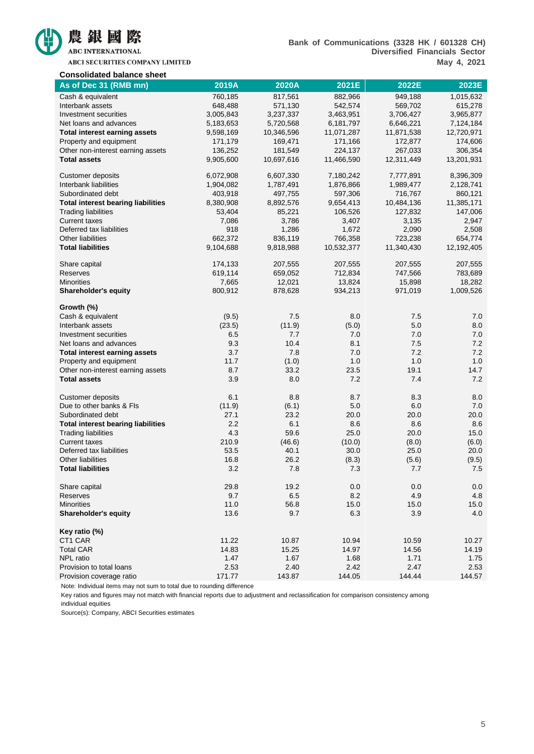**Consolidated balance sheet**

| As of Dec 31 (RMB mn) | 2019A | 2020A | 2021E | 2022E | 2023E |
|---|---|---|---|---|---|
| Cash & equivalent | 760,185 | 817,561 | 882,966 | 949,188 | 1,015,632 |
| Interbank assets | 648,488 | 571,130 | 542,574 | 569,702 | 615,278 |
| Investment securities | 3,005,843 | 3,237,337 | 3,463,951 | 3,706,427 | 3,965,877 |
| Net loans and advances | 5,183,653 | 5,720,568 | 6,181,797 | 6,646,221 | 7,124,184 |
| **Total interest earning assets** | 9,598,169 | 10,346,596 | 11,071,287 | 11,871,538 | 12,720,971 |
| Property and equipment | 171,179 | 169,471 | 171,166 | 172,877 | 174,606 |
| Other non-interest earning assets | 136,252 | 181,549 | 224,137 | 267,033 | 306,354 |
| **Total assets** | 9,905,600 | 10,697,616 | 11,466,590 | 12,311,449 | 13,201,931 |
| | | | | | |
| Customer deposits | 6,072,908 | 6,607,330 | 7,180,242 | 7,777,891 | 8,396,309 |
| Interbank liabilities | 1,904,082 | 1,787,491 | 1,876,866 | 1,989,477 | 2,128,741 |
| Subordinated debt | 403,918 | 497,755 | 597,306 | 716,767 | 860,121 |
| **Total interest bearing liabilities** | 8,380,908 | 8,892,576 | 9,654,413 | 10,484,136 | 11,385,171 |
| Trading liabilities | 53,404 | 85,221 | 106,526 | 127,832 | 147,006 |
| Current taxes | 7,086 | 3,786 | 3,407 | 3,135 | 2,947 |
| Deferred tax liabilities | 918 | 1,286 | 1,672 | 2,090 | 2,508 |
| Other liabilities | 662,372 | 836,119 | 766,358 | 723,238 | 654,774 |
| **Total liabilities** | 9,104,688 | 9,818,988 | 10,532,377 | 11,340,430 | 12,192,405 |
| | | | | | |
| Share capital | 174,133 | 207,555 | 207,555 | 207,555 | 207,555 |
| Reserves | 619,114 | 659,052 | 712,834 | 747,566 | 783,689 |
| Minorities | 7,665 | 12,021 | 13,824 | 15,898 | 18,282 |
| **Shareholder's equity** | 800,912 | 878,628 | 934,213 | 971,019 | 1,009,526 |
| | | | | | |
| **Growth (%)** | | | | | |
| Cash & equivalent | (9.5) | 7.5 | 8.0 | 7.5 | 7.0 |
| Interbank assets | (23.5) | (11.9) | (5.0) | 5.0 | 8.0 |
| Investment securities | 6.5 | 7.7 | 7.0 | 7.0 | 7.0 |
| Net loans and advances | 9.3 | 10.4 | 8.1 | 7.5 | 7.2 |
| **Total interest earning assets** | 3.7 | 7.8 | 7.0 | 7.2 | 7.2 |
| Property and equipment | 11.7 | (1.0) | 1.0 | 1.0 | 1.0 |
| Other non-interest earning assets | 8.7 | 33.2 | 23.5 | 19.1 | 14.7 |
| **Total assets** | 3.9 | 8.0 | 7.2 | 7.4 | 7.2 |
| | | | | | |
| Customer deposits | 6.1 | 8.8 | 8.7 | 8.3 | 8.0 |
| Due to other banks & FIs | (11.9) | (6.1) | 5.0 | 6.0 | 7.0 |
| Subordinated debt | 27.1 | 23.2 | 20.0 | 20.0 | 20.0 |
| **Total interest bearing liabilities** | 2.2 | 6.1 | 8.6 | 8.6 | 8.6 |
| Trading liabilities | 4.3 | 59.6 | 25.0 | 20.0 | 15.0 |
| Current taxes | 210.9 | (46.6) | (10.0) | (8.0) | (6.0) |
| Deferred tax liabilities | 53.5 | 40.1 | 30.0 | 25.0 | 20.0 |
| Other liabilities | 16.8 | 26.2 | (8.3) | (5.6) | (9.5) |
| **Total liabilities** | 3.2 | 7.8 | 7.3 | 7.7 | 7.5 |
| | | | | | |
| Share capital | 29.8 | 19.2 | 0.0 | 0.0 | 0.0 |
| Reserves | 9.7 | 6.5 | 8.2 | 4.9 | 4.8 |
| Minorities | 11.0 | 56.8 | 15.0 | 15.0 | 15.0 |
| **Shareholder's equity** | 13.6 | 9.7 | 6.3 | 3.9 | 4.0 |
| | | | | | |
| **Key ratio (%)** | | | | | |
| CT1 CAR | 11.22 | 10.87 | 10.94 | 10.59 | 10.27 |
| Total CAR | 14.83 | 15.25 | 14.97 | 14.56 | 14.19 |
| NPL ratio | 1.47 | 1.67 | 1.68 | 1.71 | 1.75 |
| Provision to total loans | 2.53 | 2.40 | 2.42 | 2.47 | 2.53 |
| Provision coverage ratio | 171.77 | 143.87 | 144.05 | 144.44 | 144.57 |

Note: Individual items may not sum to total due to rounding difference

Key ratios and figures may not match with financial reports due to adjustment and reclassification for comparison consistency among individual equities

Source(s): Company, ABCI Securities estimates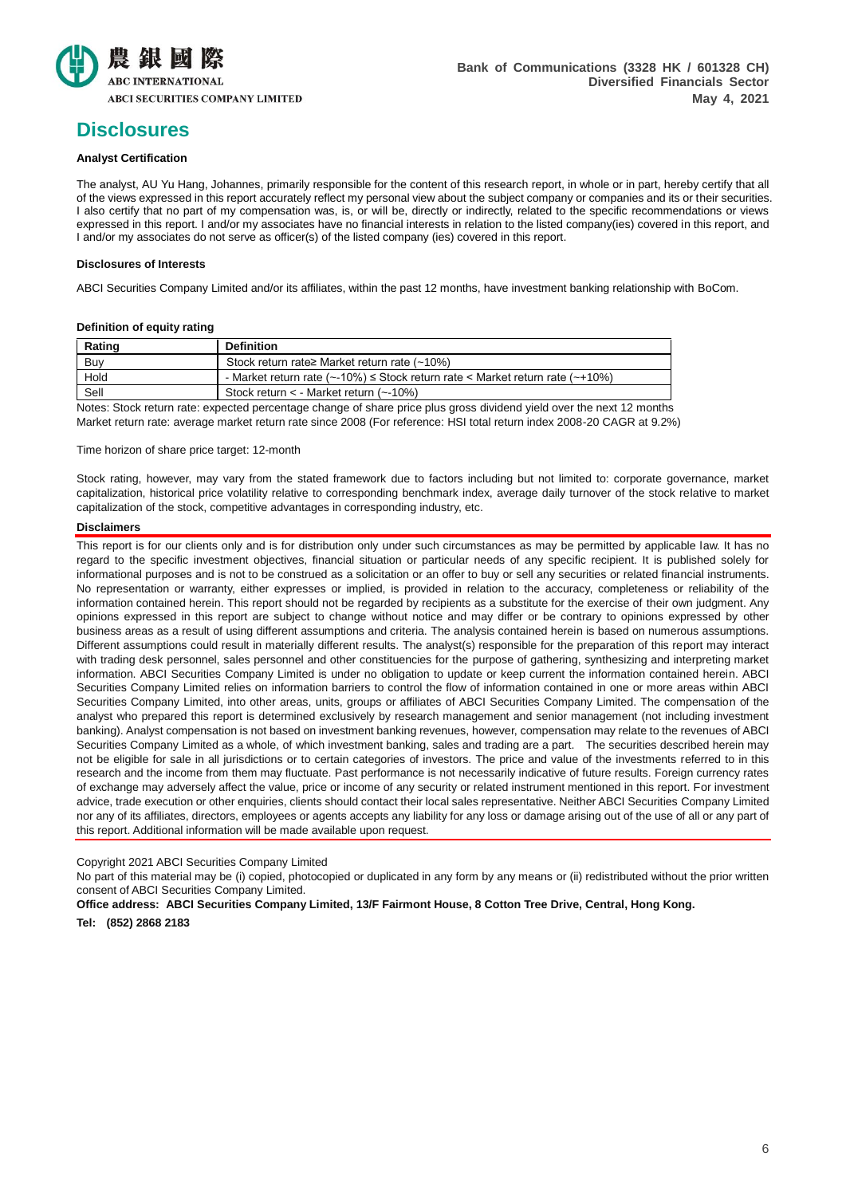# Disclosures

**Analyst Certification**

The analyst, AU Yu Hang, Johannes, primarily responsible for the content of this research report, in whole or in part, hereby certify that all of the views expressed in this report accurately reflect my personal view about the subject company or companies and its or their securities. I also certify that no part of my compensation was, is, or will be, directly or indirectly, related to the specific recommendations or views expressed in this report. I and/or my associates have no financial interests in relation to the listed company(ies) covered in this report, and I and/or my associates do not serve as officer(s) of the listed company (ies) covered in this report.

**Disclosures of Interests**

ABCI Securities Company Limited and/or its affiliates, within the past 12 months, have investment banking relationship with BoCom.

**Definition of equity rating**

| Rating | Definition |
|---|---|
| Buy | Stock return rate≥ Market return rate (~10%) |
| Hold | - Market return rate (~-10%) ≤ Stock return rate < Market return rate (~+10%) |
| Sell | Stock return < - Market return (~-10%) |

Notes: Stock return rate: expected percentage change of share price plus gross dividend yield over the next 12 months
Market return rate: average market return rate since 2008 (For reference: HSI total return index 2008-20 CAGR at 9.2%)

Time horizon of share price target: 12-month

Stock rating, however, may vary from the stated framework due to factors including but not limited to: corporate governance, market capitalization, historical price volatility relative to corresponding benchmark index, average daily turnover of the stock relative to market capitalization of the stock, competitive advantages in corresponding industry, etc.

**Disclaimers**

This report is for our clients only and is for distribution only under such circumstances as may be permitted by applicable law. It has no regard to the specific investment objectives, financial situation or particular needs of any specific recipient. It is published solely for informational purposes and is not to be construed as a solicitation or an offer to buy or sell any securities or related financial instruments. No representation or warranty, either expresses or implied, is provided in relation to the accuracy, completeness or reliability of the information contained herein. This report should not be regarded by recipients as a substitute for the exercise of their own judgment. Any opinions expressed in this report are subject to change without notice and may differ or be contrary to opinions expressed by other business areas as a result of using different assumptions and criteria. The analysis contained herein is based on numerous assumptions. Different assumptions could result in materially different results. The analyst(s) responsible for the preparation of this report may interact with trading desk personnel, sales personnel and other constituencies for the purpose of gathering, synthesizing and interpreting market information. ABCI Securities Company Limited is under no obligation to update or keep current the information contained herein. ABCI Securities Company Limited relies on information barriers to control the flow of information contained in one or more areas within ABCI Securities Company Limited, into other areas, units, groups or affiliates of ABCI Securities Company Limited. The compensation of the analyst who prepared this report is determined exclusively by research management and senior management (not including investment banking). Analyst compensation is not based on investment banking revenues, however, compensation may relate to the revenues of ABCI Securities Company Limited as a whole, of which investment banking, sales and trading are a part. The securities described herein may not be eligible for sale in all jurisdictions or to certain categories of investors. The price and value of the investments referred to in this research and the income from them may fluctuate. Past performance is not necessarily indicative of future results. Foreign currency rates of exchange may adversely affect the value, price or income of any security or related instrument mentioned in this report. For investment advice, trade execution or other enquiries, clients should contact their local sales representative. Neither ABCI Securities Company Limited nor any of its affiliates, directors, employees or agents accepts any liability for any loss or damage arising out of the use of all or any part of this report. Additional information will be made available upon request.

Copyright 2021 ABCI Securities Company Limited

No part of this material may be (i) copied, photocopied or duplicated in any form by any means or (ii) redistributed without the prior written consent of ABCI Securities Company Limited.

**Office address: ABCI Securities Company Limited, 13/F Fairmont House, 8 Cotton Tree Drive, Central, Hong Kong.**

**Tel: (852) 2868 2183**